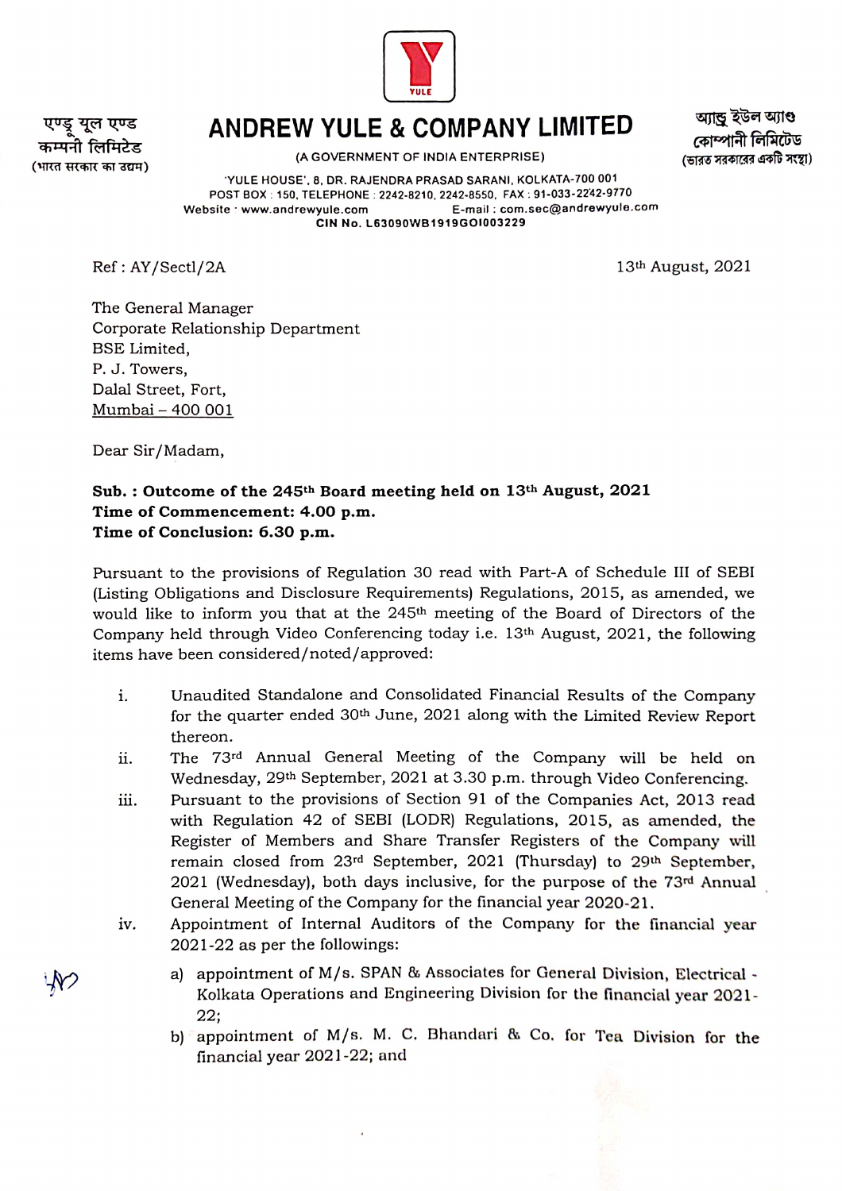एण्ड्रू यूल एण्ड कम्पनी लिमिटेड
(भारत सरकार का उद्यम)

# ANDREW YULE & COMPANY LIMITED

(A GOVERNMENT OF INDIA ENTERPRISE)

অ্যান্ড্রু ইউল অ্যাণ্ড কোম্পানী লিমিটেড
(ভারত সরকারের একটি সংস্থা)

'YULE HOUSE', 8, DR. RAJENDRA PRASAD SARANI, KOLKATA-700 001
POST BOX : 150, TELEPHONE : 2242-8210, 2242-8550, FAX : 91-033-2242-9770
Website : www.andrewyule.com E-mail : com.sec@andrewyule.com
**CIN No. L63090WB1919GOI003229**

Ref : AY/Sectl/2A

13th August, 2021

The General Manager
Corporate Relationship Department
BSE Limited,
P. J. Towers,
Dalal Street, Fort,
Mumbai – 400 001

Dear Sir/Madam,

**Sub. : Outcome of the 245th Board meeting held on 13th August, 2021**
**Time of Commencement: 4.00 p.m.**
**Time of Conclusion: 6.30 p.m.**

Pursuant to the provisions of Regulation 30 read with Part-A of Schedule III of SEBI (Listing Obligations and Disclosure Requirements) Regulations, 2015, as amended, we would like to inform you that at the 245th meeting of the Board of Directors of the Company held through Video Conferencing today i.e. 13th August, 2021, the following items have been considered/noted/approved:

i. Unaudited Standalone and Consolidated Financial Results of the Company for the quarter ended 30th June, 2021 along with the Limited Review Report thereon.

ii. The 73rd Annual General Meeting of the Company will be held on Wednesday, 29th September, 2021 at 3.30 p.m. through Video Conferencing.

iii. Pursuant to the provisions of Section 91 of the Companies Act, 2013 read with Regulation 42 of SEBI (LODR) Regulations, 2015, as amended, the Register of Members and Share Transfer Registers of the Company will remain closed from 23rd September, 2021 (Thursday) to 29th September, 2021 (Wednesday), both days inclusive, for the purpose of the 73rd Annual General Meeting of the Company for the financial year 2020-21.

iv. Appointment of Internal Auditors of the Company for the financial year 2021-22 as per the followings:

   a) appointment of M/s. SPAN & Associates for General Division, Electrical - Kolkata Operations and Engineering Division for the financial year 2021-22;

   b) appointment of M/s. M. C. Bhandari & Co. for Tea Division for the financial year 2021-22; and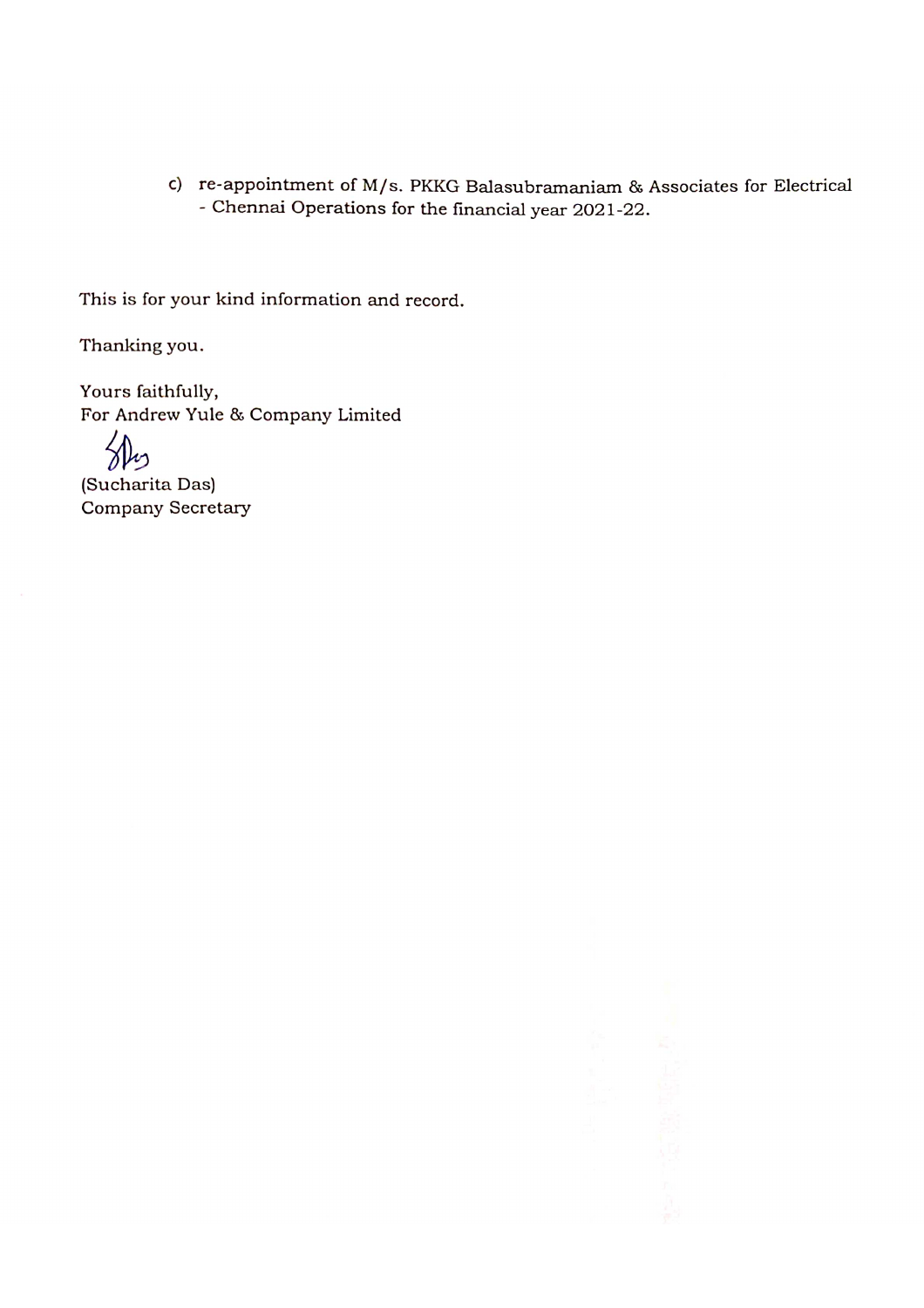c) re-appointment of M/s. PKKG Balasubramaniam & Associates for Electrical - Chennai Operations for the financial year 2021-22.

This is for your kind information and record.

Thanking you.

Yours faithfully,
For Andrew Yule & Company Limited

(Sucharita Das)
Company Secretary